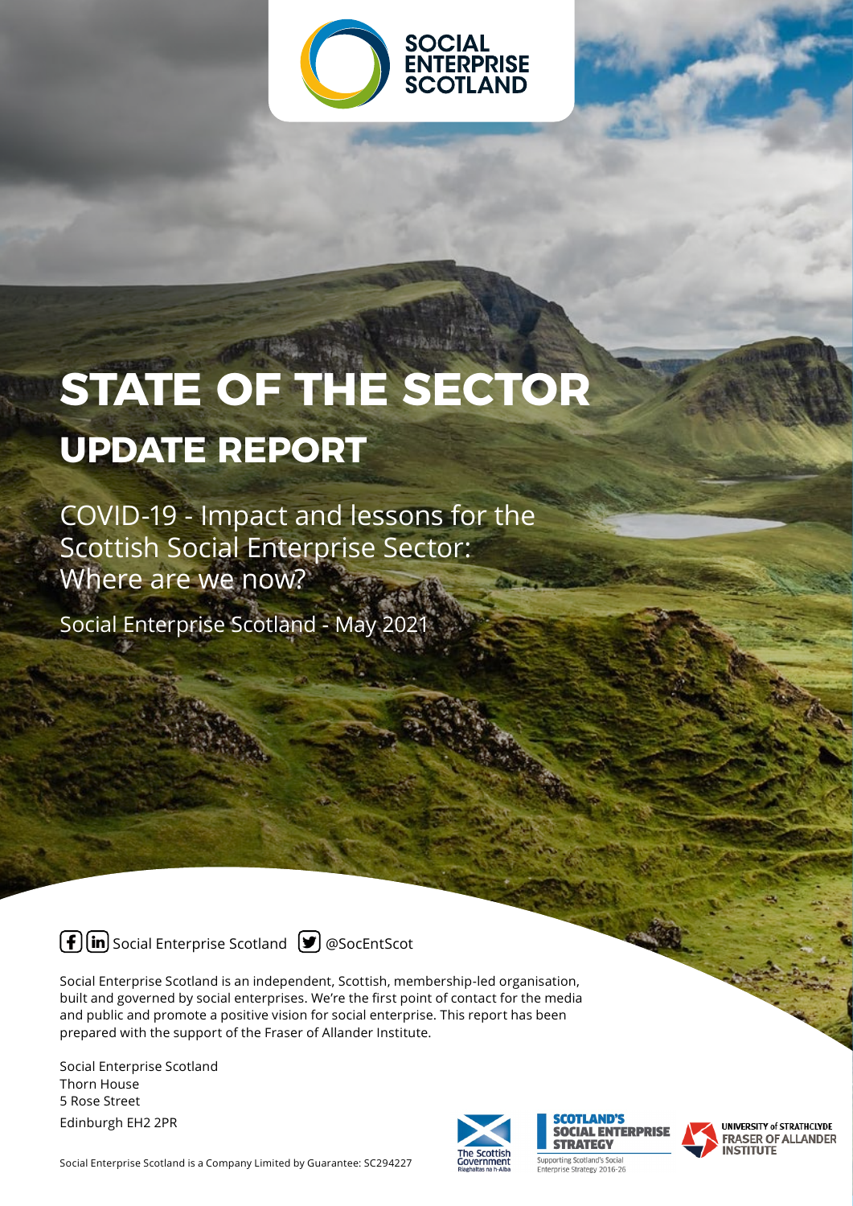SOCIAL ENTERPRISE SCOTLAND

# STATE OF THE SECTOR

## UPDATE REPORT

COVID-19 - Impact and lessons for the Scottish Social Enterprise Sector: Where are we now?

Social Enterprise Scotland - May 2021

Social Enterprise Scotland @SocEntScot

Social Enterprise Scotland is an independent, Scottish, membership-led organisation, built and governed by social enterprises. We're the first point of contact for the media and public and promote a positive vision for social enterprise. This report has been prepared with the support of the Fraser of Allander Institute.

Social Enterprise Scotland
Thorn House
5 Rose Street
Edinburgh EH2 2PR

Social Enterprise Scotland is a Company Limited by Guarantee: SC294227

The Scottish Government
Riaghaltas na h-Alba

SCOTLAND'S SOCIAL ENTERPRISE STRATEGY
Supporting Scotland's Social Enterprise Strategy 2016-26

UNIVERSITY of STRATHCLYDE FRASER OF ALLANDER INSTITUTE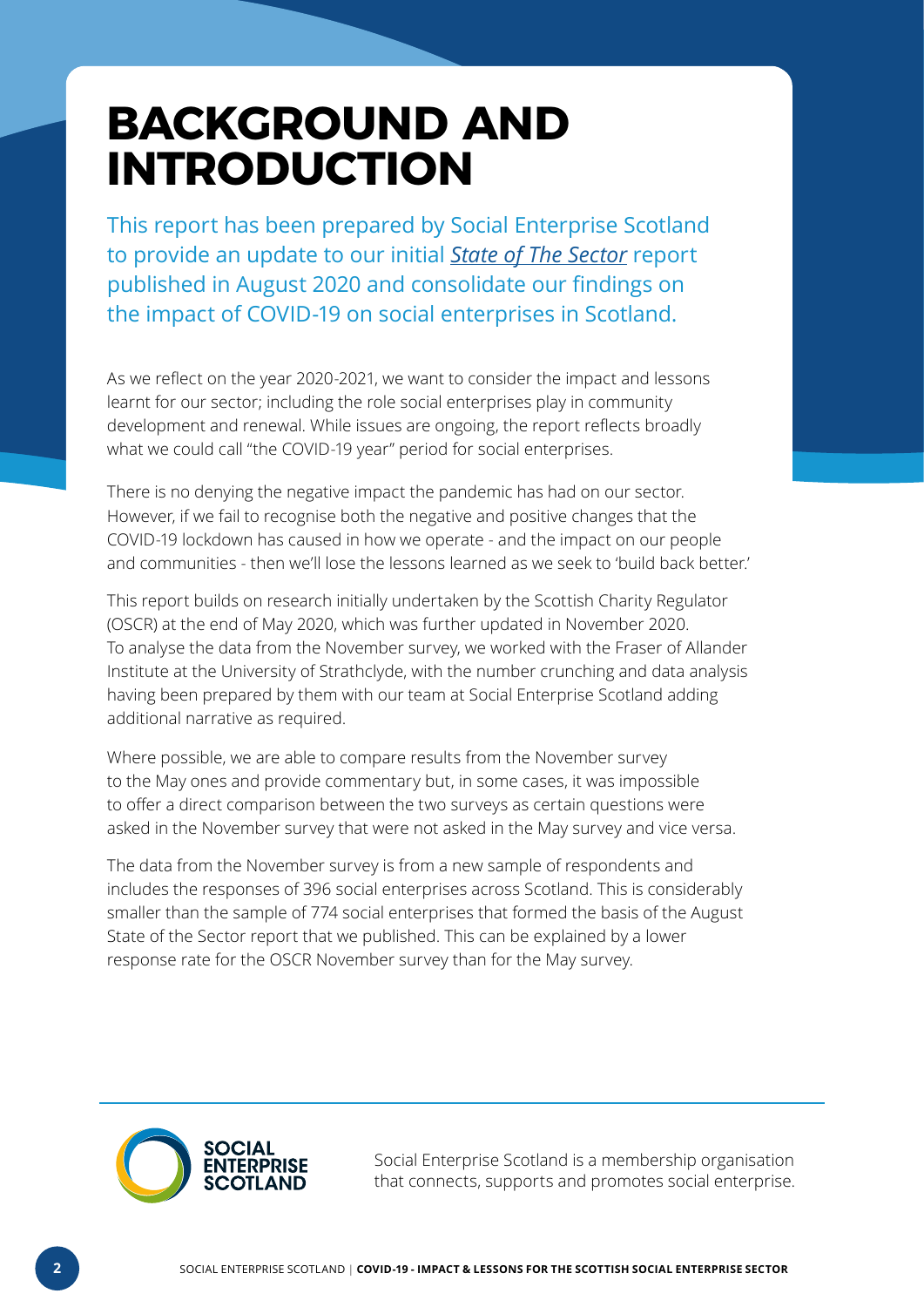# BACKGROUND AND INTRODUCTION

This report has been prepared by Social Enterprise Scotland to provide an update to our initial *State of The Sector* report published in August 2020 and consolidate our findings on the impact of COVID-19 on social enterprises in Scotland.

As we reflect on the year 2020-2021, we want to consider the impact and lessons learnt for our sector; including the role social enterprises play in community development and renewal. While issues are ongoing, the report reflects broadly what we could call "the COVID-19 year" period for social enterprises.

There is no denying the negative impact the pandemic has had on our sector. However, if we fail to recognise both the negative and positive changes that the COVID-19 lockdown has caused in how we operate - and the impact on our people and communities - then we'll lose the lessons learned as we seek to 'build back better.'

This report builds on research initially undertaken by the Scottish Charity Regulator (OSCR) at the end of May 2020, which was further updated in November 2020. To analyse the data from the November survey, we worked with the Fraser of Allander Institute at the University of Strathclyde, with the number crunching and data analysis having been prepared by them with our team at Social Enterprise Scotland adding additional narrative as required.

Where possible, we are able to compare results from the November survey to the May ones and provide commentary but, in some cases, it was impossible to offer a direct comparison between the two surveys as certain questions were asked in the November survey that were not asked in the May survey and vice versa.

The data from the November survey is from a new sample of respondents and includes the responses of 396 social enterprises across Scotland. This is considerably smaller than the sample of 774 social enterprises that formed the basis of the August State of the Sector report that we published. This can be explained by a lower response rate for the OSCR November survey than for the May survey.

SOCIAL ENTERPRISE SCOTLAND

Social Enterprise Scotland is a membership organisation that connects, supports and promotes social enterprise.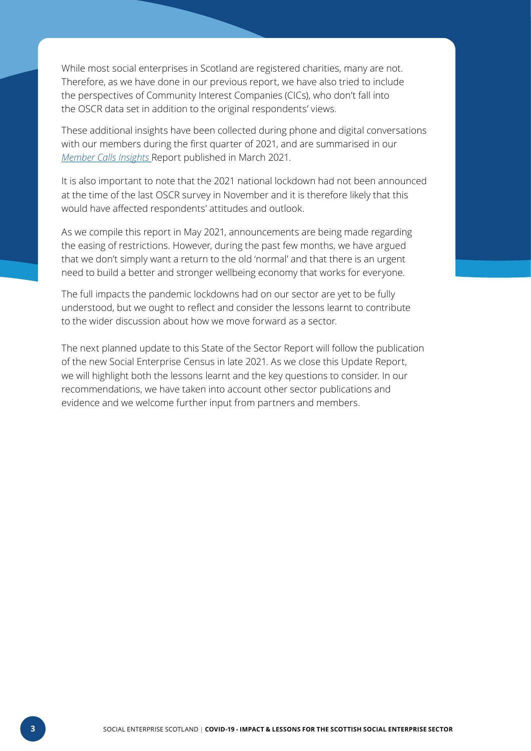While most social enterprises in Scotland are registered charities, many are not. Therefore, as we have done in our previous report, we have also tried to include the perspectives of Community Interest Companies (CICs), who don't fall into the OSCR data set in addition to the original respondents' views.

These additional insights have been collected during phone and digital conversations with our members during the first quarter of 2021, and are summarised in our *Member Calls Insights* Report published in March 2021.

It is also important to note that the 2021 national lockdown had not been announced at the time of the last OSCR survey in November and it is therefore likely that this would have affected respondents' attitudes and outlook.

As we compile this report in May 2021, announcements are being made regarding the easing of restrictions. However, during the past few months, we have argued that we don't simply want a return to the old 'normal' and that there is an urgent need to build a better and stronger wellbeing economy that works for everyone.

The full impacts the pandemic lockdowns had on our sector are yet to be fully understood, but we ought to reflect and consider the lessons learnt to contribute to the wider discussion about how we move forward as a sector.

The next planned update to this State of the Sector Report will follow the publication of the new Social Enterprise Census in late 2021. As we close this Update Report, we will highlight both the lessons learnt and the key questions to consider. In our recommendations, we have taken into account other sector publications and evidence and we welcome further input from partners and members.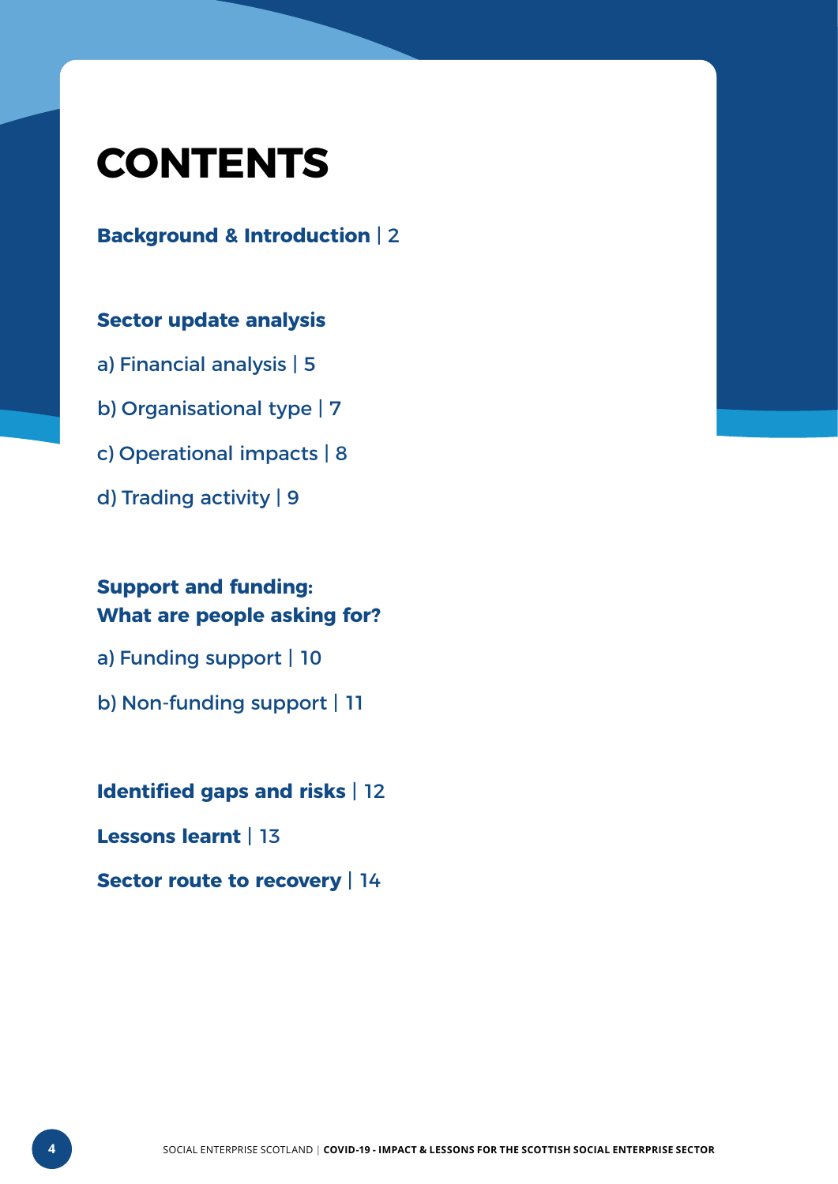# CONTENTS

**Background & Introduction** | 2

**Sector update analysis**

a) Financial analysis | 5

b) Organisational type | 7

c) Operational impacts | 8

d) Trading activity | 9

**Support and funding: What are people asking for?**

a) Funding support | 10

b) Non-funding support | 11

**Identified gaps and risks** | 12

**Lessons learnt** | 13

**Sector route to recovery** | 14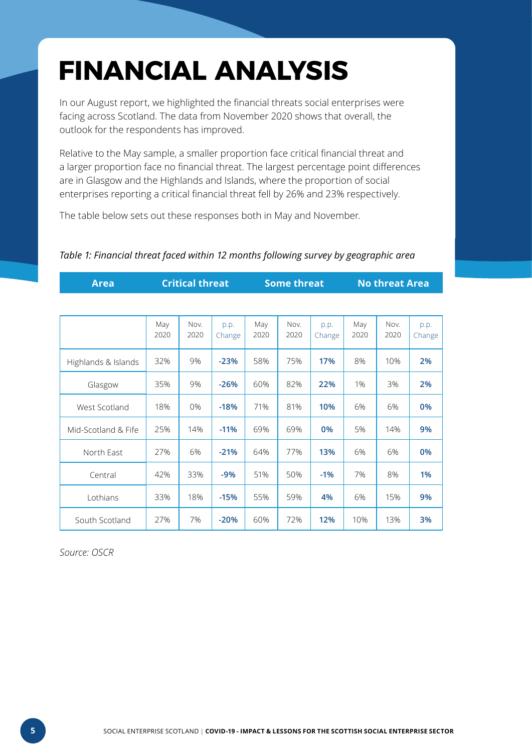# FINANCIAL ANALYSIS

In our August report, we highlighted the financial threats social enterprises were facing across Scotland. The data from November 2020 shows that overall, the outlook for the respondents has improved.

Relative to the May sample, a smaller proportion face critical financial threat and a larger proportion face no financial threat. The largest percentage point differences are in Glasgow and the Highlands and Islands, where the proportion of social enterprises reporting a critical financial threat fell by 26% and 23% respectively.

The table below sets out these responses both in May and November.

*Table 1: Financial threat faced within 12 months following survey by geographic area*

| Area | Critical threat | | | Some threat | | | No threat Area | | |
|---|---|---|---|---|---|---|---|---|---|
| | May 2020 | Nov. 2020 | p.p. Change | May 2020 | Nov. 2020 | p.p. Change | May 2020 | Nov. 2020 | p.p. Change |
| Highlands & Islands | 32% | 9% | **-23%** | 58% | 75% | **17%** | 8% | 10% | **2%** |
| Glasgow | 35% | 9% | **-26%** | 60% | 82% | **22%** | 1% | 3% | **2%** |
| West Scotland | 18% | 0% | **-18%** | 71% | 81% | **10%** | 6% | 6% | **0%** |
| Mid-Scotland & Fife | 25% | 14% | **-11%** | 69% | 69% | **0%** | 5% | 14% | **9%** |
| North East | 27% | 6% | **-21%** | 64% | 77% | **13%** | 6% | 6% | **0%** |
| Central | 42% | 33% | **-9%** | 51% | 50% | **-1%** | 7% | 8% | **1%** |
| Lothians | 33% | 18% | **-15%** | 55% | 59% | **4%** | 6% | 15% | **9%** |
| South Scotland | 27% | 7% | **-20%** | 60% | 72% | **12%** | 10% | 13% | **3%** |

*Source: OSCR*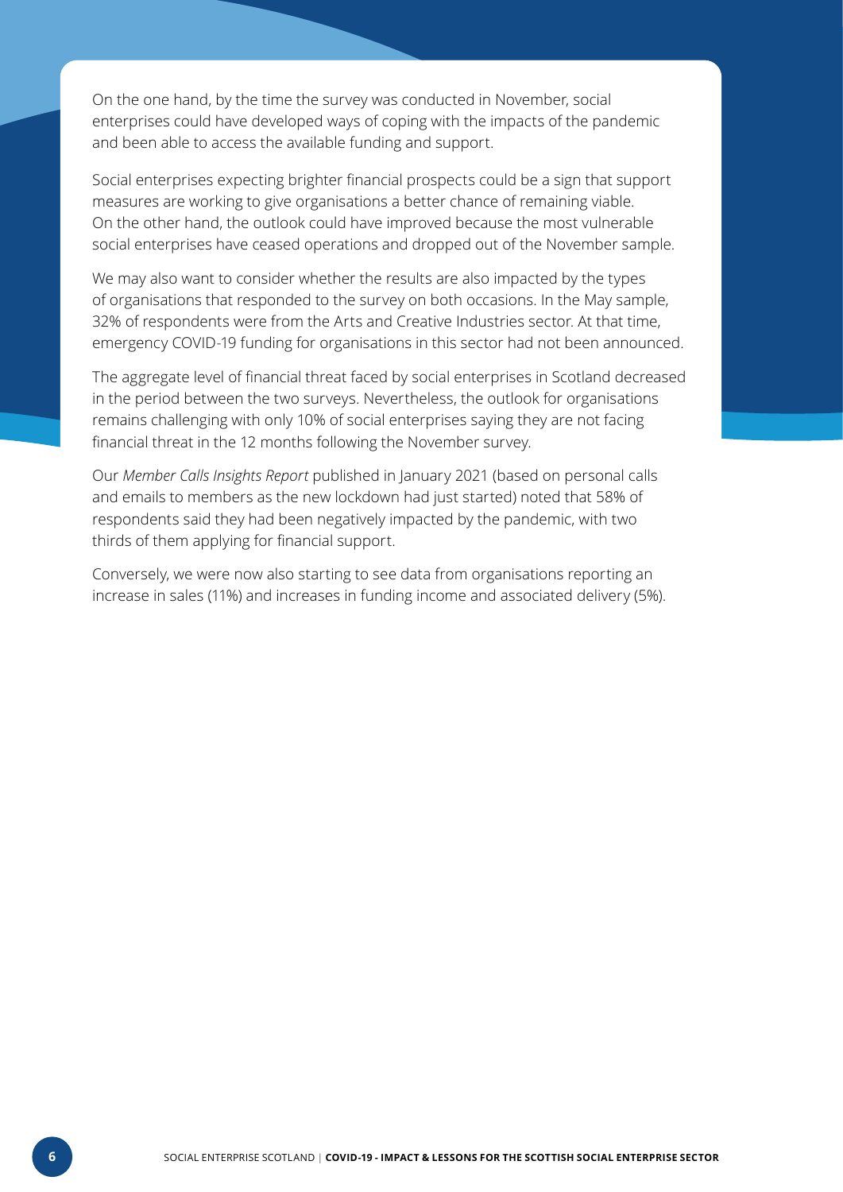On the one hand, by the time the survey was conducted in November, social enterprises could have developed ways of coping with the impacts of the pandemic and been able to access the available funding and support.

Social enterprises expecting brighter financial prospects could be a sign that support measures are working to give organisations a better chance of remaining viable. On the other hand, the outlook could have improved because the most vulnerable social enterprises have ceased operations and dropped out of the November sample.

We may also want to consider whether the results are also impacted by the types of organisations that responded to the survey on both occasions. In the May sample, 32% of respondents were from the Arts and Creative Industries sector. At that time, emergency COVID-19 funding for organisations in this sector had not been announced.

The aggregate level of financial threat faced by social enterprises in Scotland decreased in the period between the two surveys. Nevertheless, the outlook for organisations remains challenging with only 10% of social enterprises saying they are not facing financial threat in the 12 months following the November survey.

Our *Member Calls Insights Report* published in January 2021 (based on personal calls and emails to members as the new lockdown had just started) noted that 58% of respondents said they had been negatively impacted by the pandemic, with two thirds of them applying for financial support.

Conversely, we were now also starting to see data from organisations reporting an increase in sales (11%) and increases in funding income and associated delivery (5%).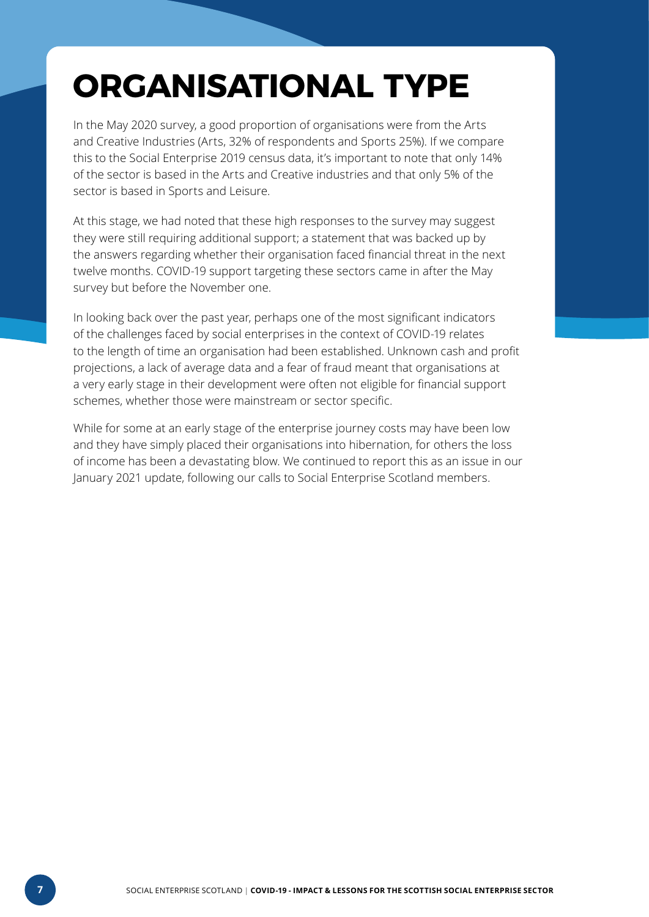# ORGANISATIONAL TYPE

In the May 2020 survey, a good proportion of organisations were from the Arts and Creative Industries (Arts, 32% of respondents and Sports 25%). If we compare this to the Social Enterprise 2019 census data, it's important to note that only 14% of the sector is based in the Arts and Creative industries and that only 5% of the sector is based in Sports and Leisure.

At this stage, we had noted that these high responses to the survey may suggest they were still requiring additional support; a statement that was backed up by the answers regarding whether their organisation faced financial threat in the next twelve months. COVID-19 support targeting these sectors came in after the May survey but before the November one.

In looking back over the past year, perhaps one of the most significant indicators of the challenges faced by social enterprises in the context of COVID-19 relates to the length of time an organisation had been established. Unknown cash and profit projections, a lack of average data and a fear of fraud meant that organisations at a very early stage in their development were often not eligible for financial support schemes, whether those were mainstream or sector specific.

While for some at an early stage of the enterprise journey costs may have been low and they have simply placed their organisations into hibernation, for others the loss of income has been a devastating blow. We continued to report this as an issue in our January 2021 update, following our calls to Social Enterprise Scotland members.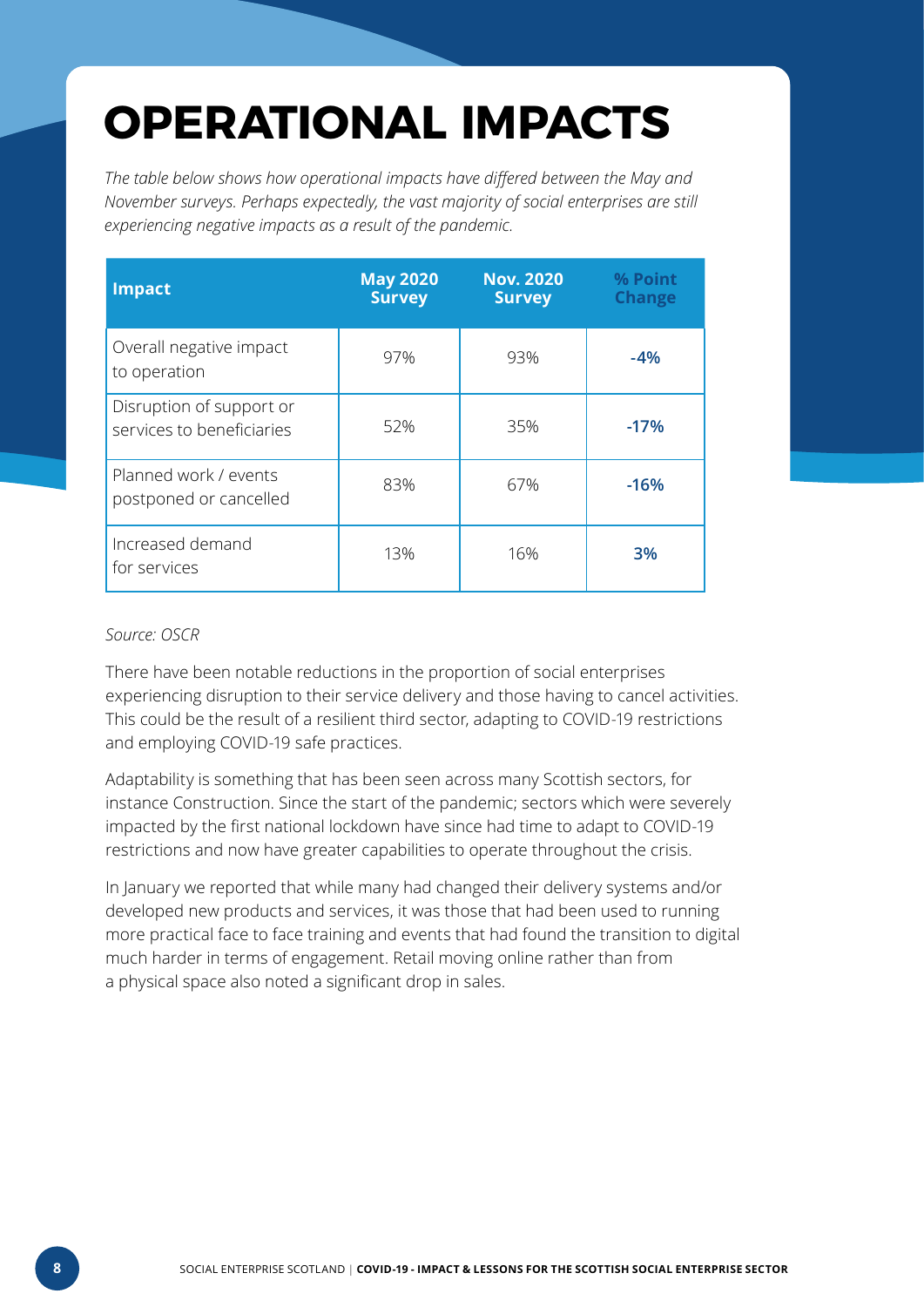# OPERATIONAL IMPACTS

*The table below shows how operational impacts have differed between the May and November surveys. Perhaps expectedly, the vast majority of social enterprises are still experiencing negative impacts as a result of the pandemic.*

| Impact | May 2020 Survey | Nov. 2020 Survey | % Point Change |
|---|---|---|---|
| Overall negative impact to operation | 97% | 93% | **-4%** |
| Disruption of support or services to beneficiaries | 52% | 35% | **-17%** |
| Planned work / events postponed or cancelled | 83% | 67% | **-16%** |
| Increased demand for services | 13% | 16% | **3%** |

*Source: OSCR*

There have been notable reductions in the proportion of social enterprises experiencing disruption to their service delivery and those having to cancel activities. This could be the result of a resilient third sector, adapting to COVID-19 restrictions and employing COVID-19 safe practices.

Adaptability is something that has been seen across many Scottish sectors, for instance Construction. Since the start of the pandemic; sectors which were severely impacted by the first national lockdown have since had time to adapt to COVID-19 restrictions and now have greater capabilities to operate throughout the crisis.

In January we reported that while many had changed their delivery systems and/or developed new products and services, it was those that had been used to running more practical face to face training and events that had found the transition to digital much harder in terms of engagement. Retail moving online rather than from a physical space also noted a significant drop in sales.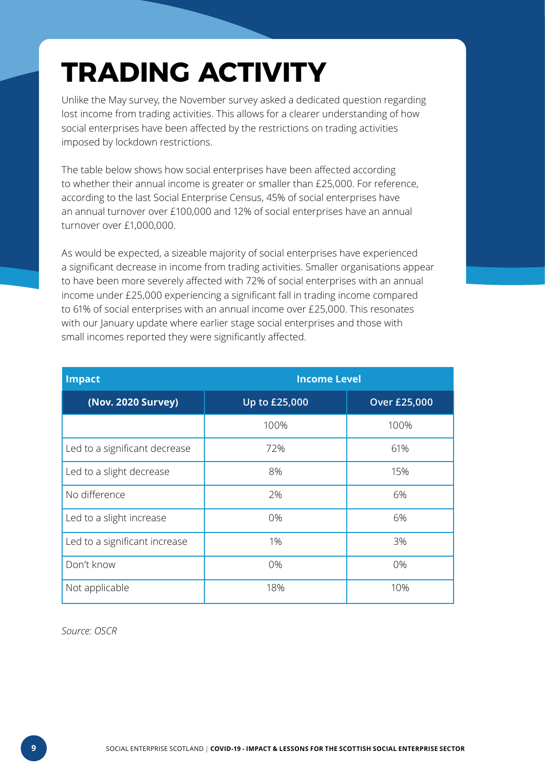# TRADING ACTIVITY

Unlike the May survey, the November survey asked a dedicated question regarding lost income from trading activities. This allows for a clearer understanding of how social enterprises have been affected by the restrictions on trading activities imposed by lockdown restrictions.

The table below shows how social enterprises have been affected according to whether their annual income is greater or smaller than £25,000. For reference, according to the last Social Enterprise Census, 45% of social enterprises have an annual turnover over £100,000 and 12% of social enterprises have an annual turnover over £1,000,000.

As would be expected, a sizeable majority of social enterprises have experienced a significant decrease in income from trading activities. Smaller organisations appear to have been more severely affected with 72% of social enterprises with an annual income under £25,000 experiencing a significant fall in trading income compared to 61% of social enterprises with an annual income over £25,000. This resonates with our January update where earlier stage social enterprises and those with small incomes reported they were significantly affected.

| Impact | Income Level | |
|---|---|---|
| **(Nov. 2020 Survey)** | **Up to £25,000** | **Over £25,000** |
| | 100% | 100% |
| Led to a significant decrease | 72% | 61% |
| Led to a slight decrease | 8% | 15% |
| No difference | 2% | 6% |
| Led to a slight increase | 0% | 6% |
| Led to a significant increase | 1% | 3% |
| Don't know | 0% | 0% |
| Not applicable | 18% | 10% |

*Source: OSCR*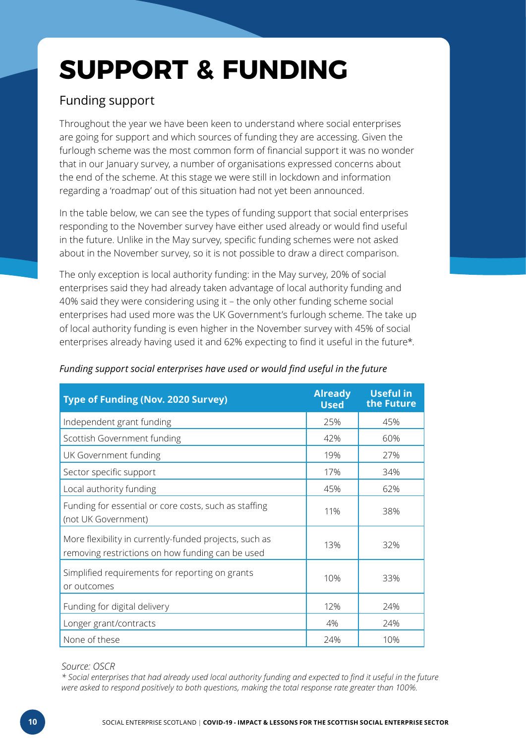# SUPPORT & FUNDING

## Funding support

Throughout the year we have been keen to understand where social enterprises are going for support and which sources of funding they are accessing. Given the furlough scheme was the most common form of financial support it was no wonder that in our January survey, a number of organisations expressed concerns about the end of the scheme. At this stage we were still in lockdown and information regarding a 'roadmap' out of this situation had not yet been announced.

In the table below, we can see the types of funding support that social enterprises responding to the November survey have either used already or would find useful in the future. Unlike in the May survey, specific funding schemes were not asked about in the November survey, so it is not possible to draw a direct comparison.

The only exception is local authority funding: in the May survey, 20% of social enterprises said they had already taken advantage of local authority funding and 40% said they were considering using it – the only other funding scheme social enterprises had used more was the UK Government's furlough scheme. The take up of local authority funding is even higher in the November survey with 45% of social enterprises already having used it and 62% expecting to find it useful in the future*.

*Funding support social enterprises have used or would find useful in the future*

| Type of Funding (Nov. 2020 Survey) | Already Used | Useful in the Future |
|---|---|---|
| Independent grant funding | 25% | 45% |
| Scottish Government funding | 42% | 60% |
| UK Government funding | 19% | 27% |
| Sector specific support | 17% | 34% |
| Local authority funding | 45% | 62% |
| Funding for essential or core costs, such as staffing (not UK Government) | 11% | 38% |
| More flexibility in currently-funded projects, such as removing restrictions on how funding can be used | 13% | 32% |
| Simplified requirements for reporting on grants or outcomes | 10% | 33% |
| Funding for digital delivery | 12% | 24% |
| Longer grant/contracts | 4% | 24% |
| None of these | 24% | 10% |

*Source: OSCR*

*\* Social enterprises that had already used local authority funding and expected to find it useful in the future were asked to respond positively to both questions, making the total response rate greater than 100%.*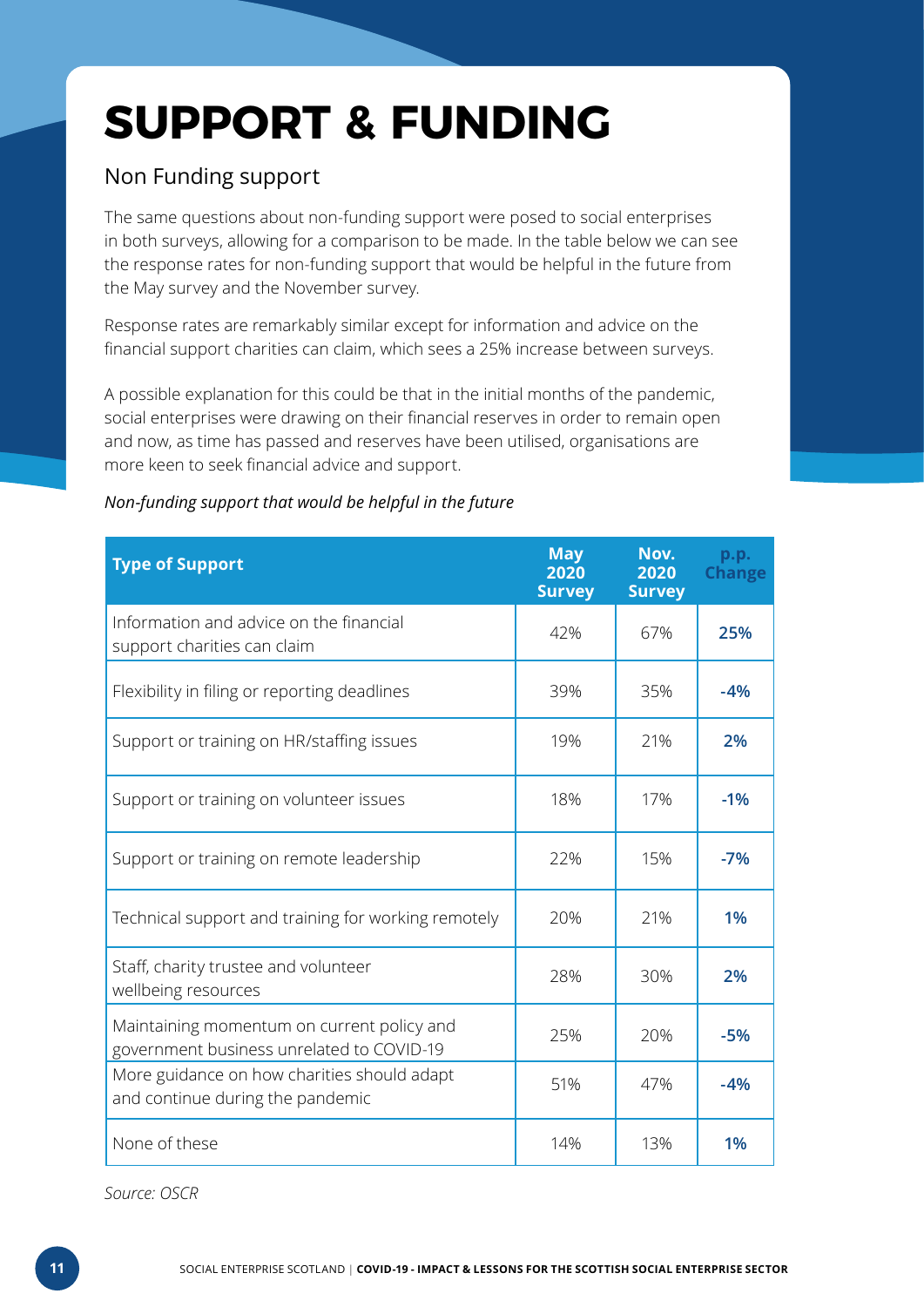# SUPPORT & FUNDING

## Non Funding support

The same questions about non-funding support were posed to social enterprises in both surveys, allowing for a comparison to be made. In the table below we can see the response rates for non-funding support that would be helpful in the future from the May survey and the November survey.

Response rates are remarkably similar except for information and advice on the financial support charities can claim, which sees a 25% increase between surveys.

A possible explanation for this could be that in the initial months of the pandemic, social enterprises were drawing on their financial reserves in order to remain open and now, as time has passed and reserves have been utilised, organisations are more keen to seek financial advice and support.

*Non-funding support that would be helpful in the future*

| Type of Support | May 2020 Survey | Nov. 2020 Survey | p.p. Change |
|---|---|---|---|
| Information and advice on the financial support charities can claim | 42% | 67% | **25%** |
| Flexibility in filing or reporting deadlines | 39% | 35% | **-4%** |
| Support or training on HR/staffing issues | 19% | 21% | **2%** |
| Support or training on volunteer issues | 18% | 17% | **-1%** |
| Support or training on remote leadership | 22% | 15% | **-7%** |
| Technical support and training for working remotely | 20% | 21% | **1%** |
| Staff, charity trustee and volunteer wellbeing resources | 28% | 30% | **2%** |
| Maintaining momentum on current policy and government business unrelated to COVID-19 | 25% | 20% | **-5%** |
| More guidance on how charities should adapt and continue during the pandemic | 51% | 47% | **-4%** |
| None of these | 14% | 13% | **1%** |

*Source: OSCR*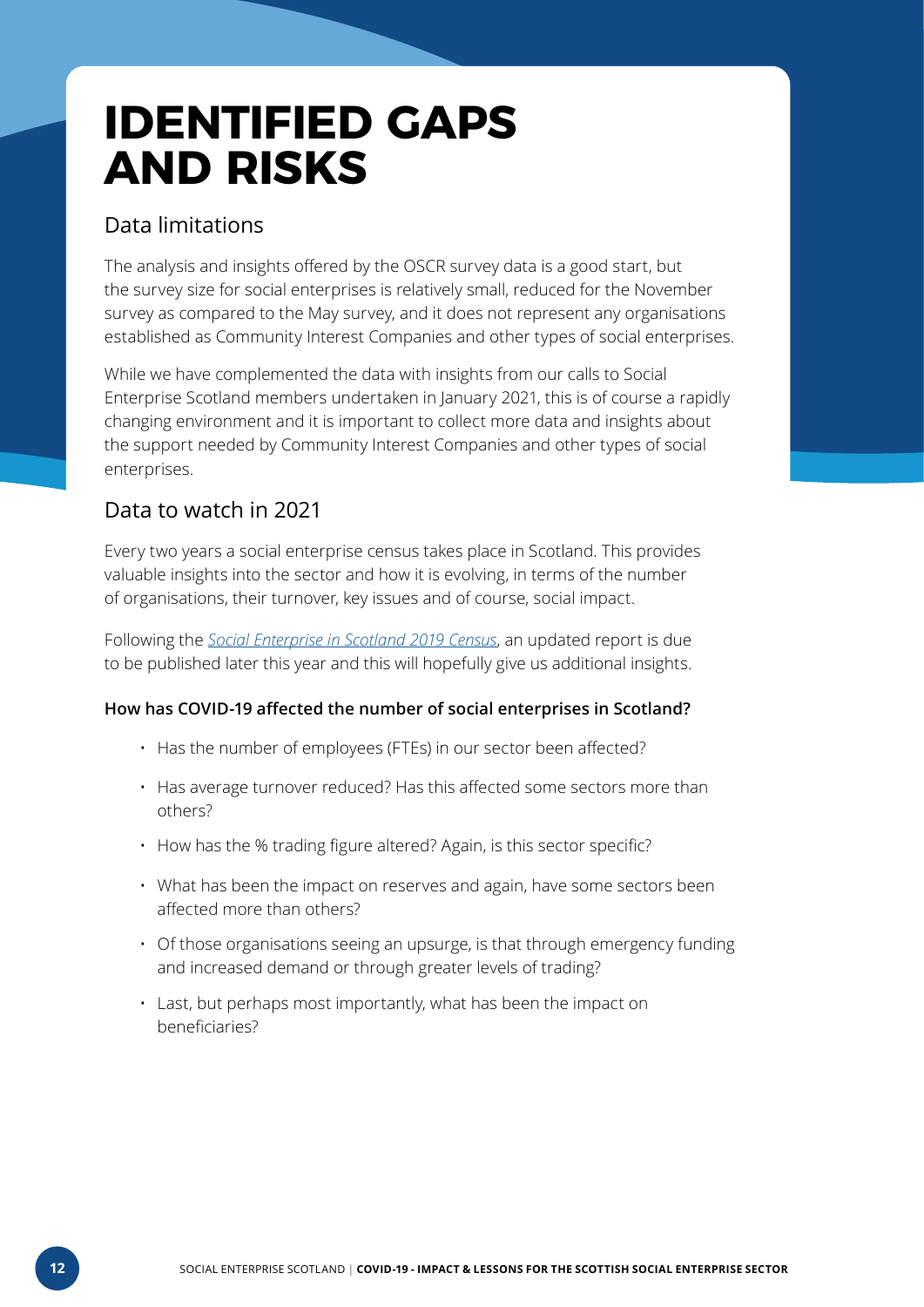# IDENTIFIED GAPS AND RISKS

## Data limitations

The analysis and insights offered by the OSCR survey data is a good start, but the survey size for social enterprises is relatively small, reduced for the November survey as compared to the May survey, and it does not represent any organisations established as Community Interest Companies and other types of social enterprises.

While we have complemented the data with insights from our calls to Social Enterprise Scotland members undertaken in January 2021, this is of course a rapidly changing environment and it is important to collect more data and insights about the support needed by Community Interest Companies and other types of social enterprises.

## Data to watch in 2021

Every two years a social enterprise census takes place in Scotland. This provides valuable insights into the sector and how it is evolving, in terms of the number of organisations, their turnover, key issues and of course, social impact.

Following the *Social Enterprise in Scotland 2019 Census*, an updated report is due to be published later this year and this will hopefully give us additional insights.

**How has COVID-19 affected the number of social enterprises in Scotland?**

- Has the number of employees (FTEs) in our sector been affected?
- Has average turnover reduced? Has this affected some sectors more than others?
- How has the % trading figure altered? Again, is this sector specific?
- What has been the impact on reserves and again, have some sectors been affected more than others?
- Of those organisations seeing an upsurge, is that through emergency funding and increased demand or through greater levels of trading?
- Last, but perhaps most importantly, what has been the impact on beneficiaries?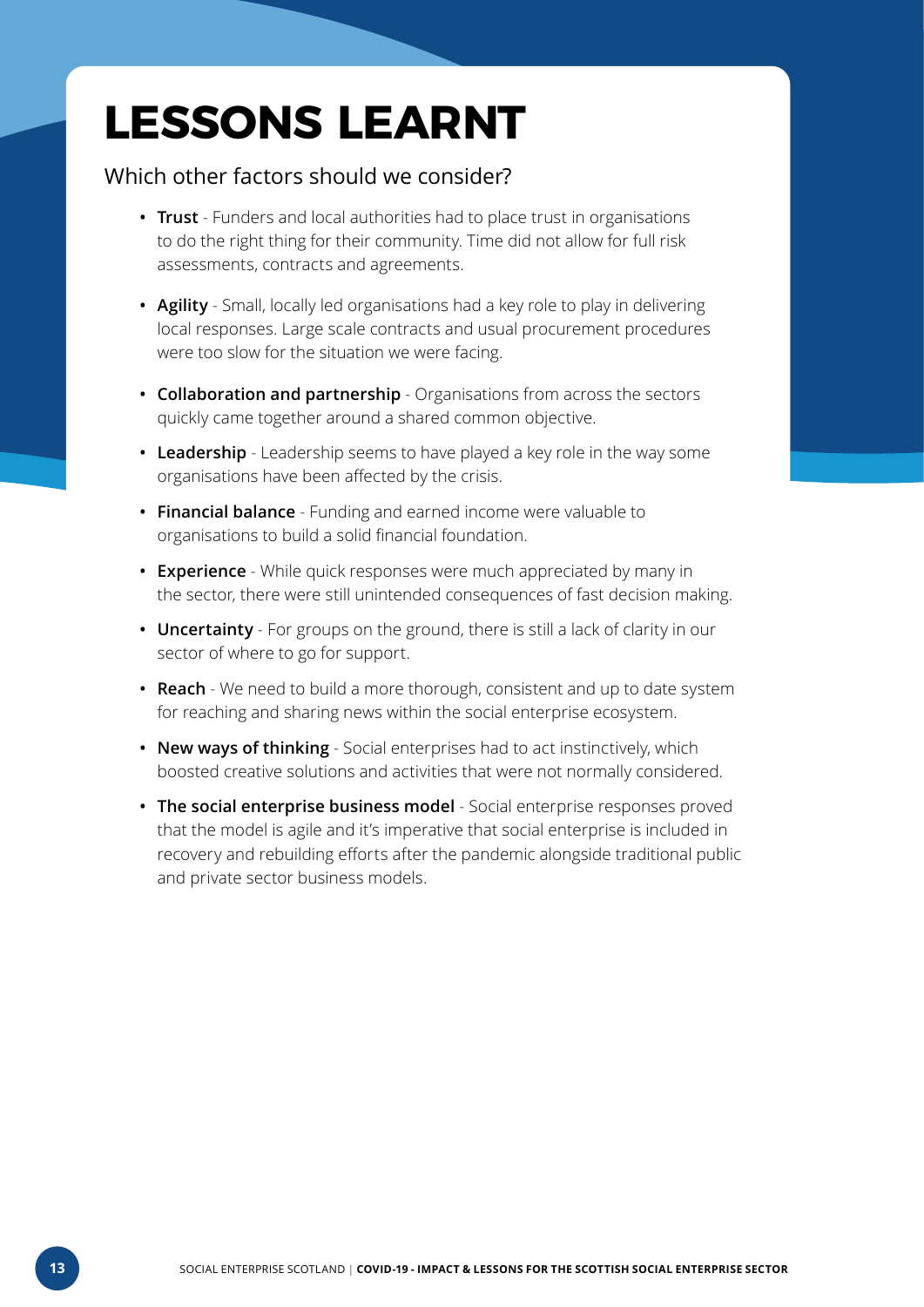# LESSONS LEARNT

Which other factors should we consider?

- **Trust** - Funders and local authorities had to place trust in organisations to do the right thing for their community. Time did not allow for full risk assessments, contracts and agreements.
- **Agility** - Small, locally led organisations had a key role to play in delivering local responses. Large scale contracts and usual procurement procedures were too slow for the situation we were facing.
- **Collaboration and partnership** - Organisations from across the sectors quickly came together around a shared common objective.
- **Leadership** - Leadership seems to have played a key role in the way some organisations have been affected by the crisis.
- **Financial balance** - Funding and earned income were valuable to organisations to build a solid financial foundation.
- **Experience** - While quick responses were much appreciated by many in the sector, there were still unintended consequences of fast decision making.
- **Uncertainty** - For groups on the ground, there is still a lack of clarity in our sector of where to go for support.
- **Reach** - We need to build a more thorough, consistent and up to date system for reaching and sharing news within the social enterprise ecosystem.
- **New ways of thinking** - Social enterprises had to act instinctively, which boosted creative solutions and activities that were not normally considered.
- **The social enterprise business model** - Social enterprise responses proved that the model is agile and it's imperative that social enterprise is included in recovery and rebuilding efforts after the pandemic alongside traditional public and private sector business models.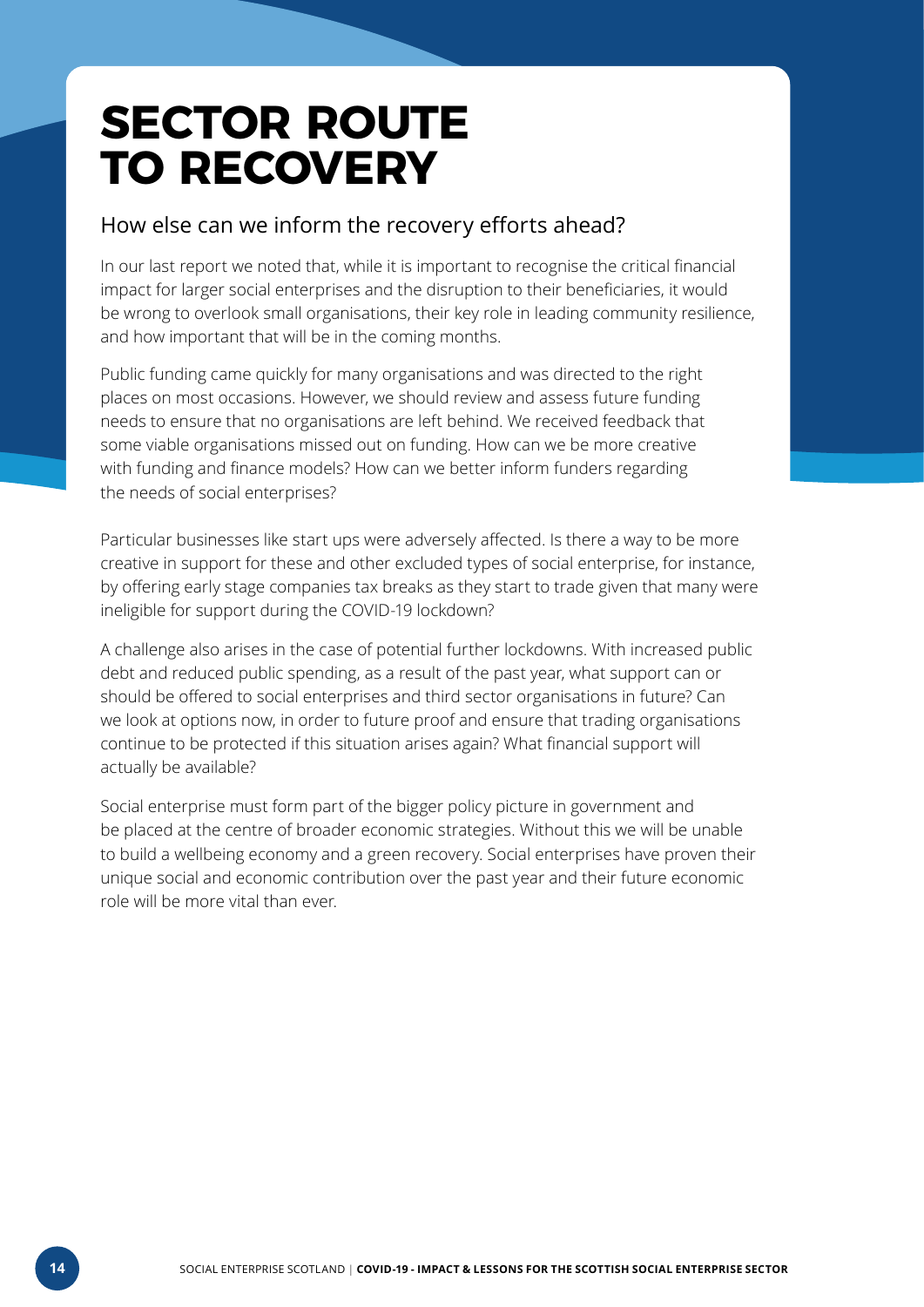# SECTOR ROUTE TO RECOVERY

## How else can we inform the recovery efforts ahead?

In our last report we noted that, while it is important to recognise the critical financial impact for larger social enterprises and the disruption to their beneficiaries, it would be wrong to overlook small organisations, their key role in leading community resilience, and how important that will be in the coming months.

Public funding came quickly for many organisations and was directed to the right places on most occasions. However, we should review and assess future funding needs to ensure that no organisations are left behind. We received feedback that some viable organisations missed out on funding. How can we be more creative with funding and finance models? How can we better inform funders regarding the needs of social enterprises?

Particular businesses like start ups were adversely affected. Is there a way to be more creative in support for these and other excluded types of social enterprise, for instance, by offering early stage companies tax breaks as they start to trade given that many were ineligible for support during the COVID-19 lockdown?

A challenge also arises in the case of potential further lockdowns. With increased public debt and reduced public spending, as a result of the past year, what support can or should be offered to social enterprises and third sector organisations in future? Can we look at options now, in order to future proof and ensure that trading organisations continue to be protected if this situation arises again? What financial support will actually be available?

Social enterprise must form part of the bigger policy picture in government and be placed at the centre of broader economic strategies. Without this we will be unable to build a wellbeing economy and a green recovery. Social enterprises have proven their unique social and economic contribution over the past year and their future economic role will be more vital than ever.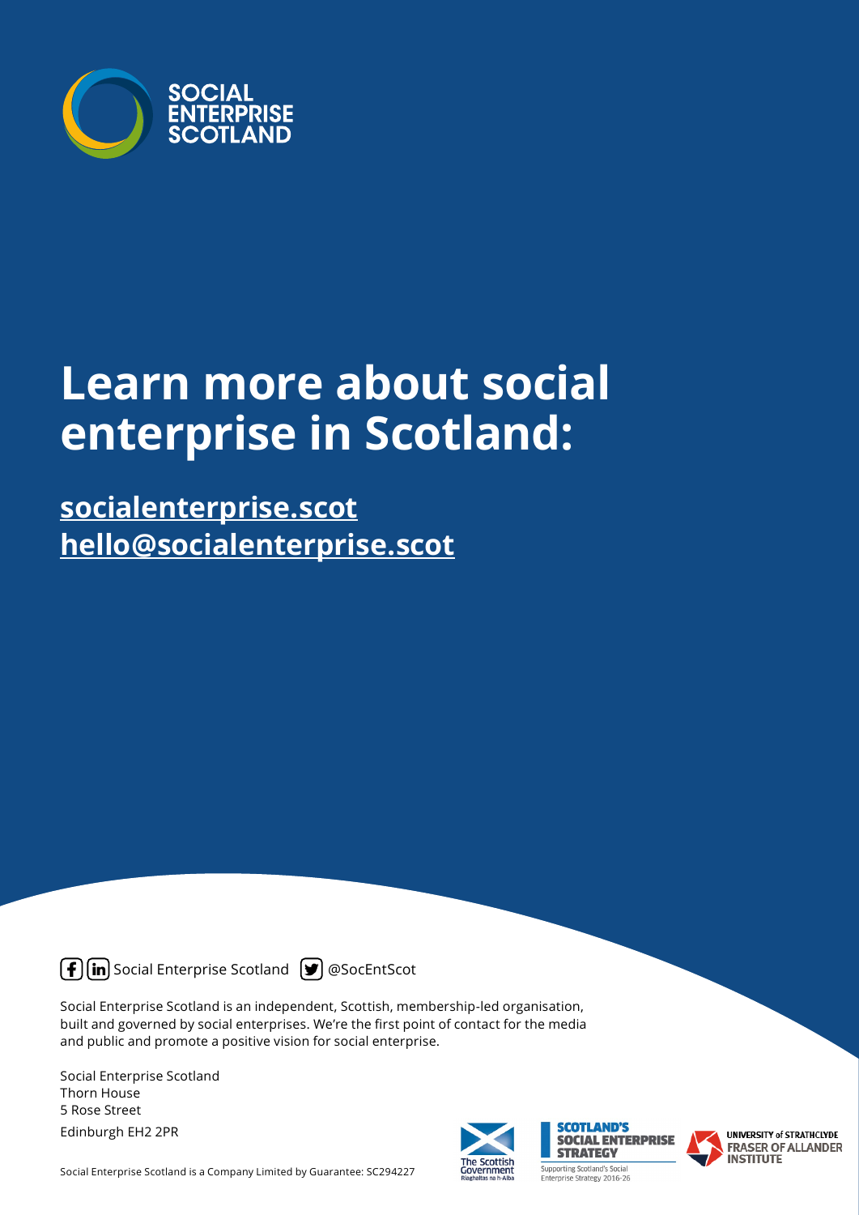SOCIAL ENTERPRISE SCOTLAND

# Learn more about social enterprise in Scotland:

**socialenterprise.scot**
**hello@socialenterprise.scot**

Social Enterprise Scotland @SocEntScot

Social Enterprise Scotland is an independent, Scottish, membership-led organisation, built and governed by social enterprises. We're the first point of contact for the media and public and promote a positive vision for social enterprise.

Social Enterprise Scotland
Thorn House
5 Rose Street
Edinburgh EH2 2PR

Social Enterprise Scotland is a Company Limited by Guarantee: SC294227

The Scottish Government
Riaghaltas na h-Alba

SCOTLAND'S SOCIAL ENTERPRISE STRATEGY
Supporting Scotland's Social Enterprise Strategy 2016-26

UNIVERSITY of STRATHCLYDE
FRASER OF ALLANDER INSTITUTE